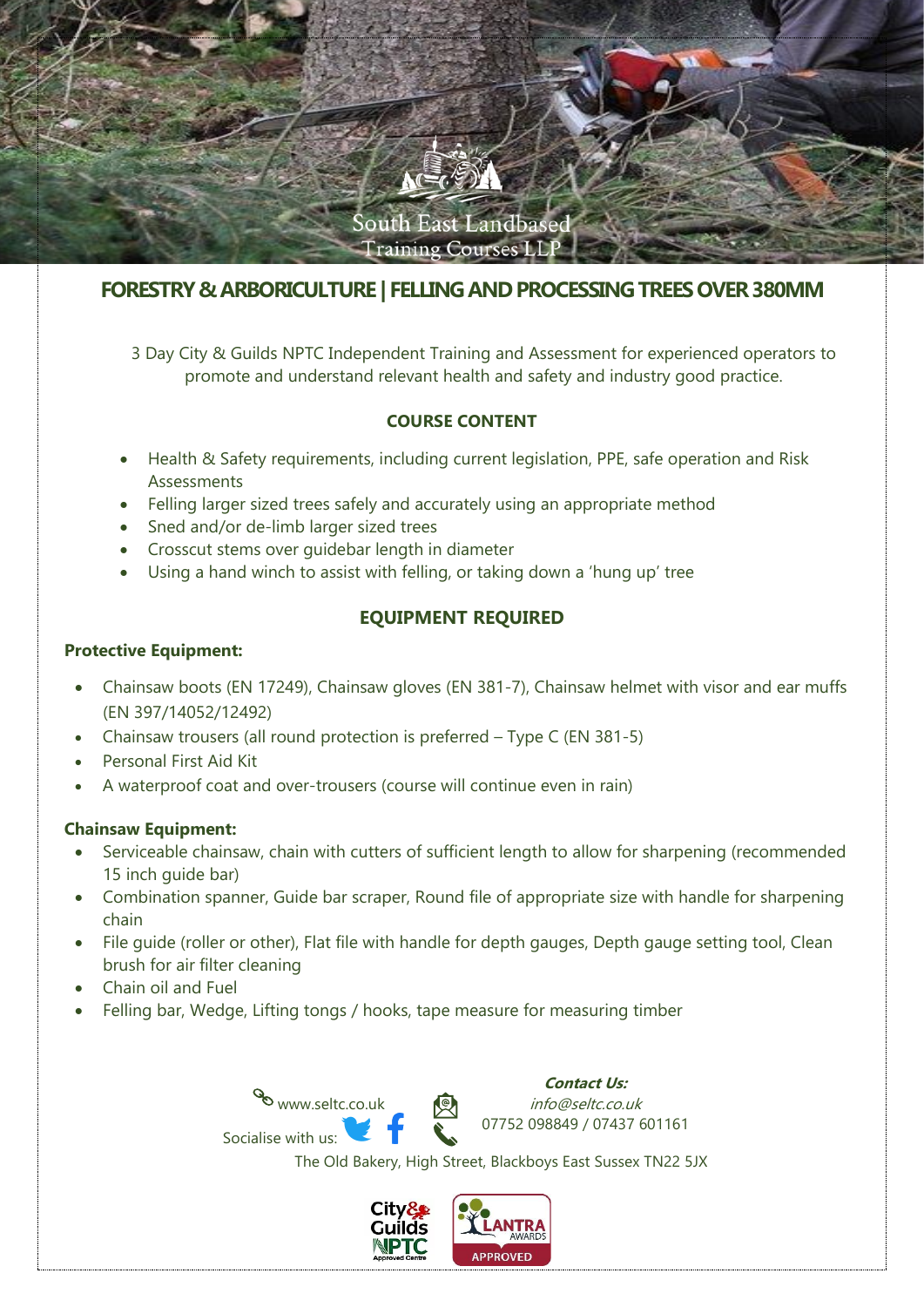South East Landbased Training Courses LLP

# FORESTRY & ARBORICULTURE | FELLING AND PROCESSING TREES OVER 380MM

3 Day City & Guilds NPTC Independent Training and Assessment for experienced operators to promote and understand relevant health and safety and industry good practice.

## COURSE CONTENT

- Health & Safety requirements, including current legislation, PPE, safe operation and Risk Assessments
- Felling larger sized trees safely and accurately using an appropriate method
- Sned and/or de-limb larger sized trees
- Crosscut stems over guidebar length in diameter
- Using a hand winch to assist with felling, or taking down a 'hung up' tree

## EQUIPMENT REQUIRED

**Protective Equipment:**

- Chainsaw boots (EN 17249), Chainsaw gloves (EN 381-7), Chainsaw helmet with visor and ear muffs (EN 397/14052/12492)
- Chainsaw trousers (all round protection is preferred – Type C (EN 381-5)
- Personal First Aid Kit
- A waterproof coat and over-trousers (course will continue even in rain)

**Chainsaw Equipment:**

- Serviceable chainsaw, chain with cutters of sufficient length to allow for sharpening (recommended 15 inch guide bar)
- Combination spanner, Guide bar scraper, Round file of appropriate size with handle for sharpening chain
- File guide (roller or other), Flat file with handle for depth gauges, Depth gauge setting tool, Clean brush for air filter cleaning
- Chain oil and Fuel
- Felling bar, Wedge, Lifting tongs / hooks, tape measure for measuring timber

www.seltc.co.uk

Socialise with us:

***Contact Us:***

*info@seltc.co.uk*

07752 098849 / 07437 601161

The Old Bakery, High Street, Blackboys East Sussex TN22 5JX

City & Guilds NPTC Approved Centre | LANTRA AWARDS APPROVED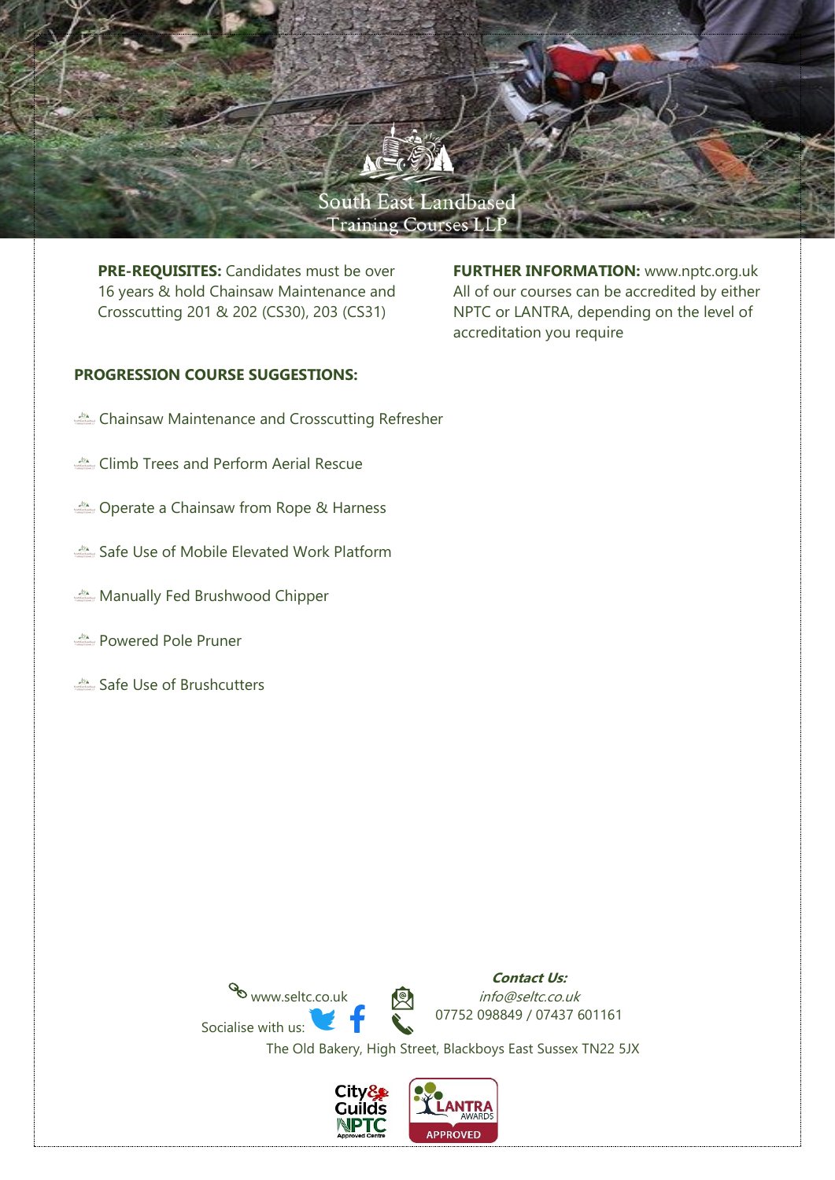South East Landbased Training Courses LLP

**PRE-REQUISITES:** Candidates must be over 16 years & hold Chainsaw Maintenance and Crosscutting 201 & 202 (CS30), 203 (CS31)

**FURTHER INFORMATION:** www.nptc.org.uk
All of our courses can be accredited by either NPTC or LANTRA, depending on the level of accreditation you require

**PROGRESSION COURSE SUGGESTIONS:**

- Chainsaw Maintenance and Crosscutting Refresher
- Climb Trees and Perform Aerial Rescue
- Operate a Chainsaw from Rope & Harness
- Safe Use of Mobile Elevated Work Platform
- Manually Fed Brushwood Chipper
- Powered Pole Pruner
- Safe Use of Brushcutters

www.seltc.co.uk

Socialise with us:

***Contact Us:***
*info@seltc.co.uk*
07752 098849 / 07437 601161

The Old Bakery, High Street, Blackboys East Sussex TN22 5JX

City & Guilds NPTC Approved Centre

LANTRA AWARDS APPROVED